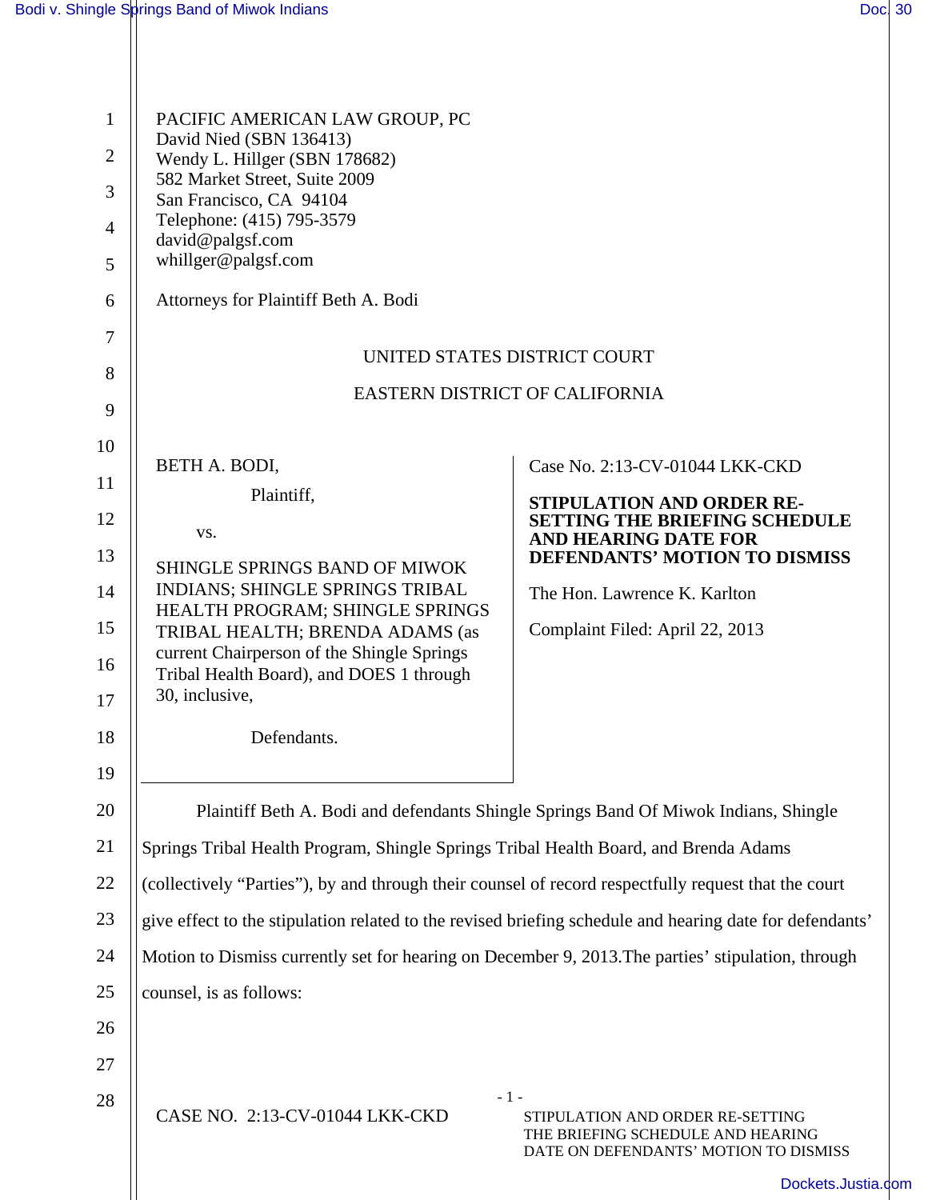PACIFIC AMERICAN LAW GROUP, PC
David Nied (SBN 136413)
Wendy L. Hillger (SBN 178682)
582 Market Street, Suite 2009
San Francisco, CA 94104
Telephone: (415) 795-3579
david@palgsf.com
whillger@palgsf.com

Attorneys for Plaintiff Beth A. Bodi

UNITED STATES DISTRICT COURT

EASTERN DISTRICT OF CALIFORNIA

BETH A. BODI,

Plaintiff,

vs.

SHINGLE SPRINGS BAND OF MIWOK INDIANS; SHINGLE SPRINGS TRIBAL HEALTH PROGRAM; SHINGLE SPRINGS TRIBAL HEALTH; BRENDA ADAMS (as current Chairperson of the Shingle Springs Tribal Health Board), and DOES 1 through 30, inclusive,

Defendants.

Case No. 2:13-CV-01044 LKK-CKD

**STIPULATION AND ORDER RE-SETTING THE BRIEFING SCHEDULE AND HEARING DATE FOR DEFENDANTS' MOTION TO DISMISS**

The Hon. Lawrence K. Karlton

Complaint Filed: April 22, 2013

Plaintiff Beth A. Bodi and defendants Shingle Springs Band Of Miwok Indians, Shingle Springs Tribal Health Program, Shingle Springs Tribal Health Board, and Brenda Adams (collectively "Parties"), by and through their counsel of record respectfully request that the court give effect to the stipulation related to the revised briefing schedule and hearing date for defendants' Motion to Dismiss currently set for hearing on December 9, 2013.The parties' stipulation, through counsel, is as follows: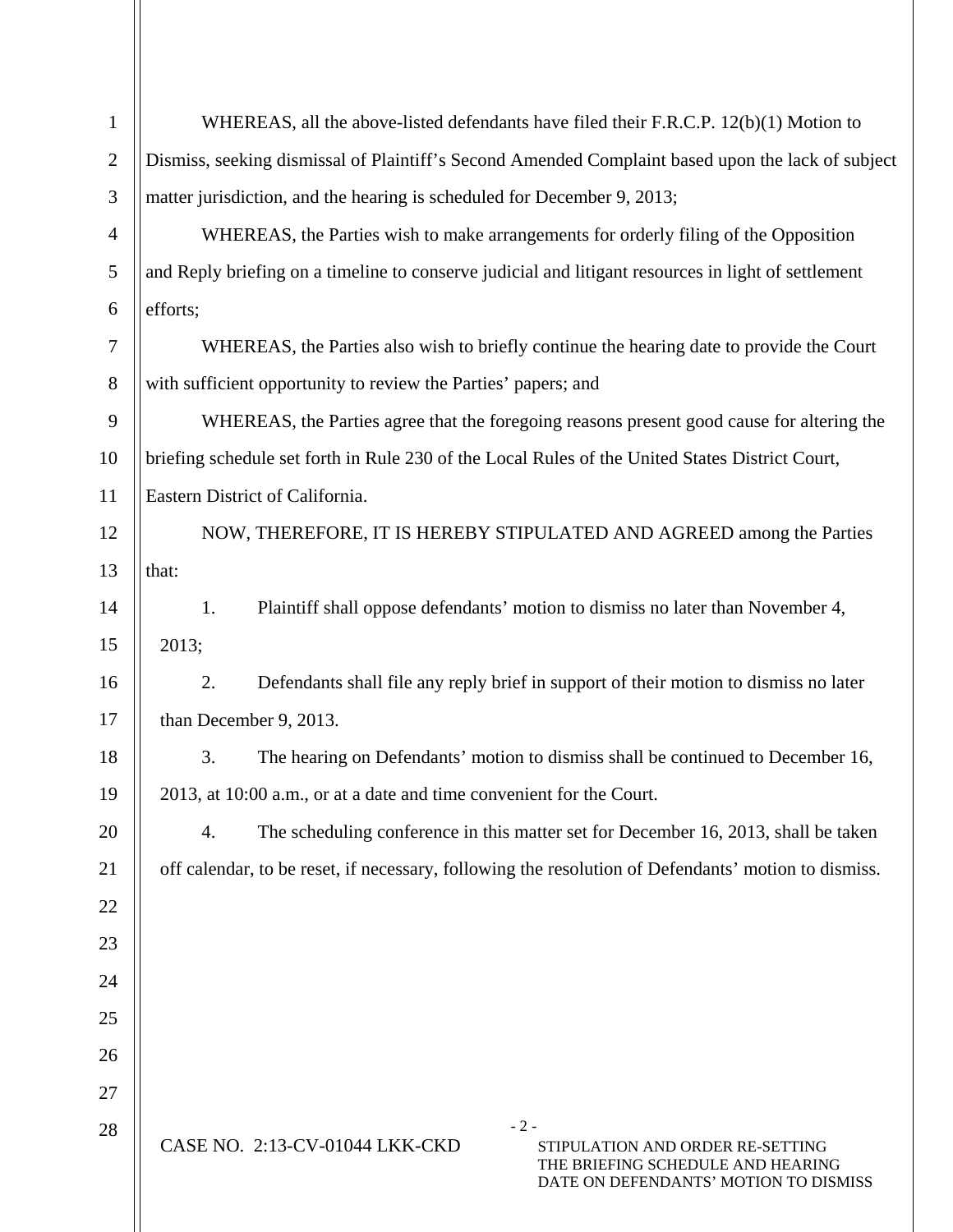WHEREAS, all the above-listed defendants have filed their F.R.C.P. 12(b)(1) Motion to Dismiss, seeking dismissal of Plaintiff's Second Amended Complaint based upon the lack of subject matter jurisdiction, and the hearing is scheduled for December 9, 2013;

WHEREAS, the Parties wish to make arrangements for orderly filing of the Opposition and Reply briefing on a timeline to conserve judicial and litigant resources in light of settlement efforts;

WHEREAS, the Parties also wish to briefly continue the hearing date to provide the Court with sufficient opportunity to review the Parties' papers; and

WHEREAS, the Parties agree that the foregoing reasons present good cause for altering the briefing schedule set forth in Rule 230 of the Local Rules of the United States District Court, Eastern District of California.

NOW, THEREFORE, IT IS HEREBY STIPULATED AND AGREED among the Parties that:

1. Plaintiff shall oppose defendants' motion to dismiss no later than November 4, 2013;

2. Defendants shall file any reply brief in support of their motion to dismiss no later than December 9, 2013.

3. The hearing on Defendants' motion to dismiss shall be continued to December 16, 2013, at 10:00 a.m., or at a date and time convenient for the Court.

4. The scheduling conference in this matter set for December 16, 2013, shall be taken off calendar, to be reset, if necessary, following the resolution of Defendants' motion to dismiss.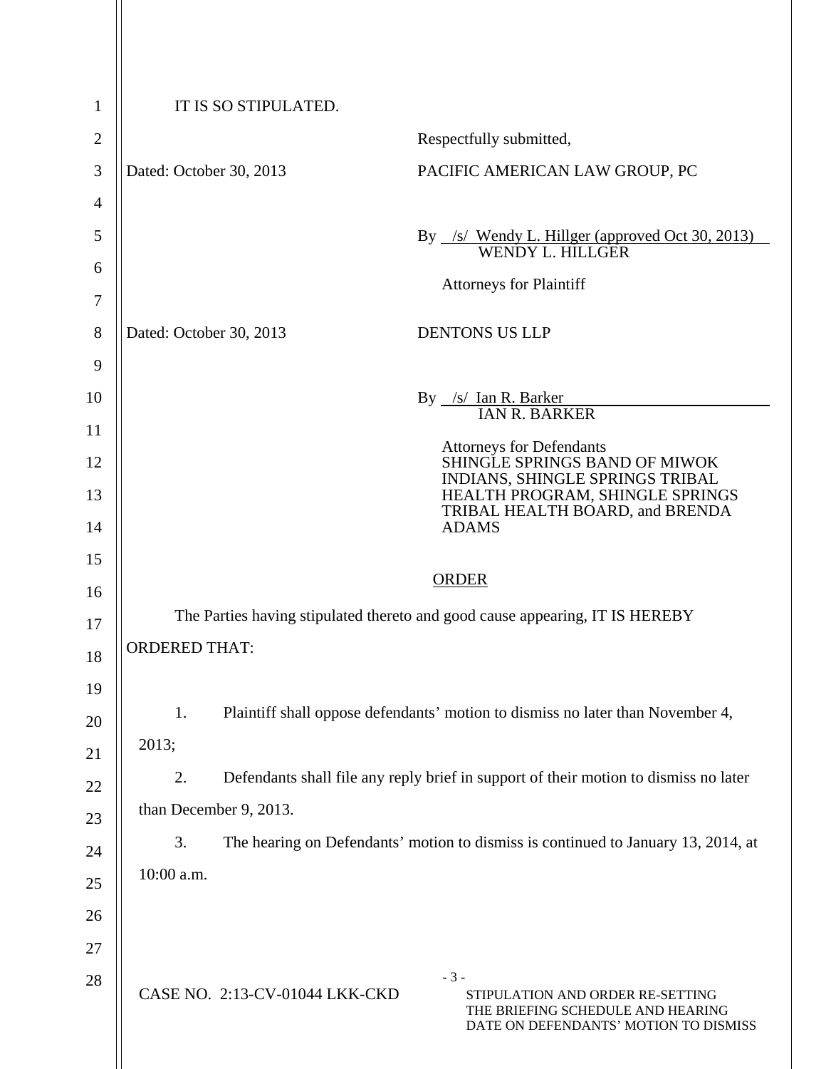IT IS SO STIPULATED.

Respectfully submitted,

Dated: October 30, 2013

PACIFIC AMERICAN LAW GROUP, PC

By /s/ Wendy L. Hillger (approved Oct 30, 2013)
WENDY L. HILLGER

Attorneys for Plaintiff

Dated: October 30, 2013

DENTONS US LLP

By /s/ Ian R. Barker
IAN R. BARKER

Attorneys for Defendants
SHINGLE SPRINGS BAND OF MIWOK INDIANS, SHINGLE SPRINGS TRIBAL HEALTH PROGRAM, SHINGLE SPRINGS TRIBAL HEALTH BOARD, and BRENDA ADAMS

## ORDER

The Parties having stipulated thereto and good cause appearing, IT IS HEREBY ORDERED THAT:

1. Plaintiff shall oppose defendants' motion to dismiss no later than November 4, 2013;

2. Defendants shall file any reply brief in support of their motion to dismiss no later than December 9, 2013.

3. The hearing on Defendants' motion to dismiss is continued to January 13, 2014, at 10:00 a.m.

CASE NO. 2:13-CV-01044 LKK-CKD

STIPULATION AND ORDER RE-SETTING THE BRIEFING SCHEDULE AND HEARING DATE ON DEFENDANTS' MOTION TO DISMISS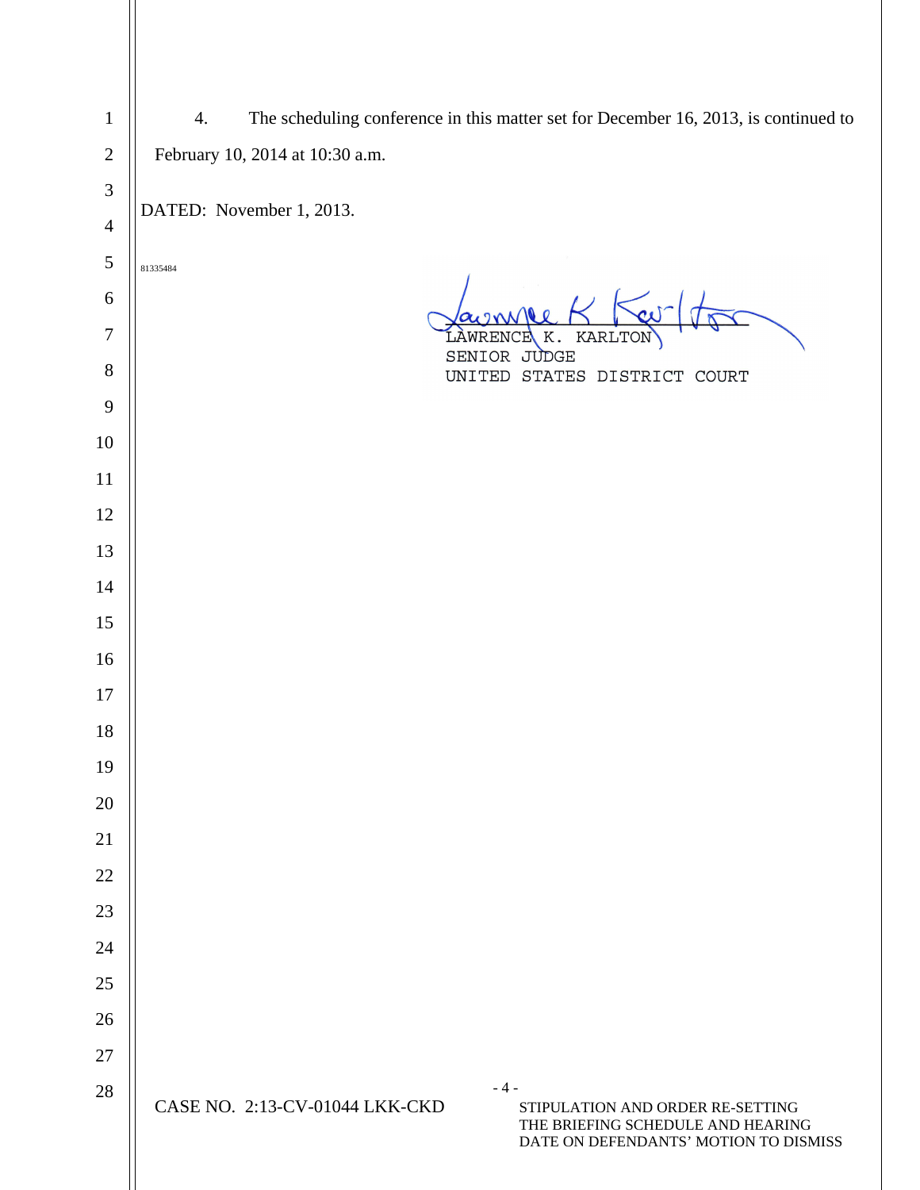4. The scheduling conference in this matter set for December 16, 2013, is continued to February 10, 2014 at 10:30 a.m.

DATED: November 1, 2013.

81335484

LAWRENCE K. KARLTON
SENIOR JUDGE
UNITED STATES DISTRICT COURT

CASE NO. 2:13-CV-01044 LKK-CKD

STIPULATION AND ORDER RE-SETTING THE BRIEFING SCHEDULE AND HEARING DATE ON DEFENDANTS' MOTION TO DISMISS